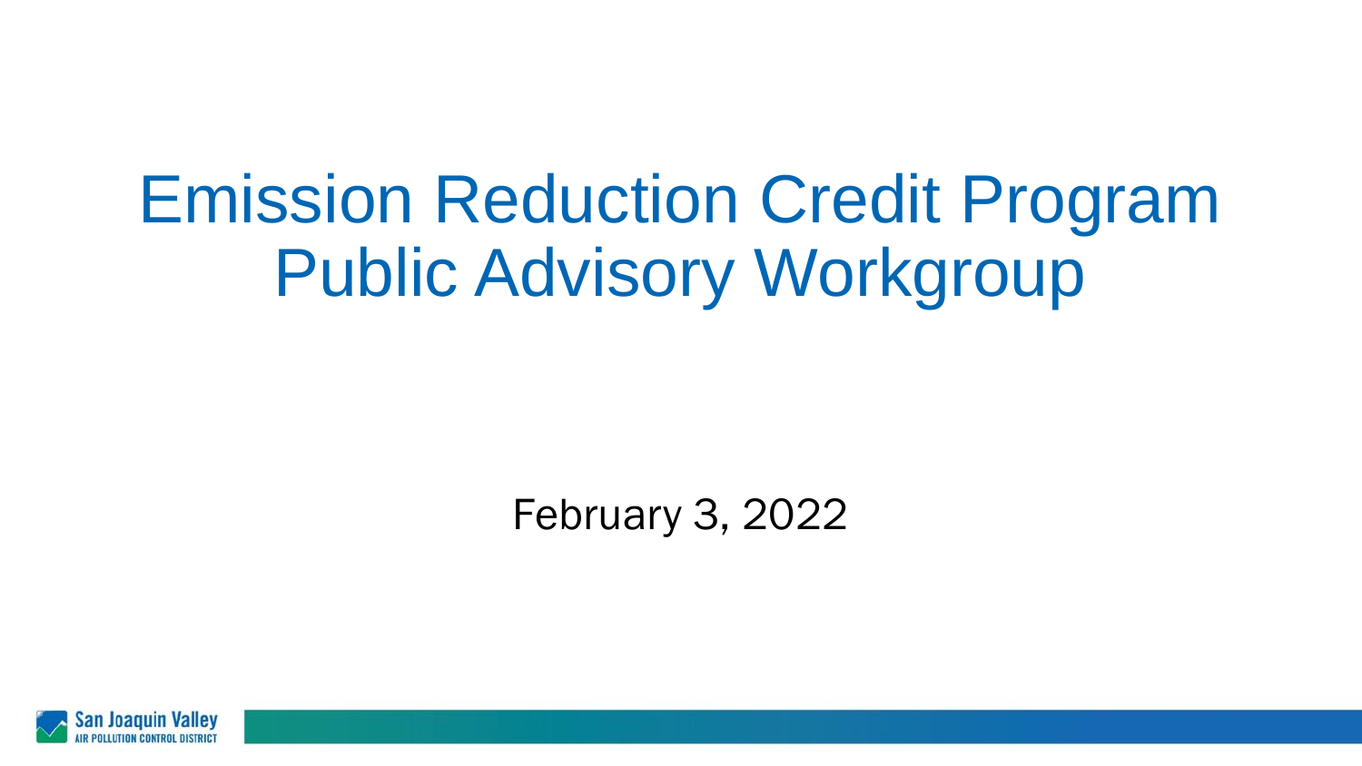# Emission Reduction Credit Program Public Advisory Workgroup

February 3, 2022

San Joaquin Valley
AIR POLLUTION CONTROL DISTRICT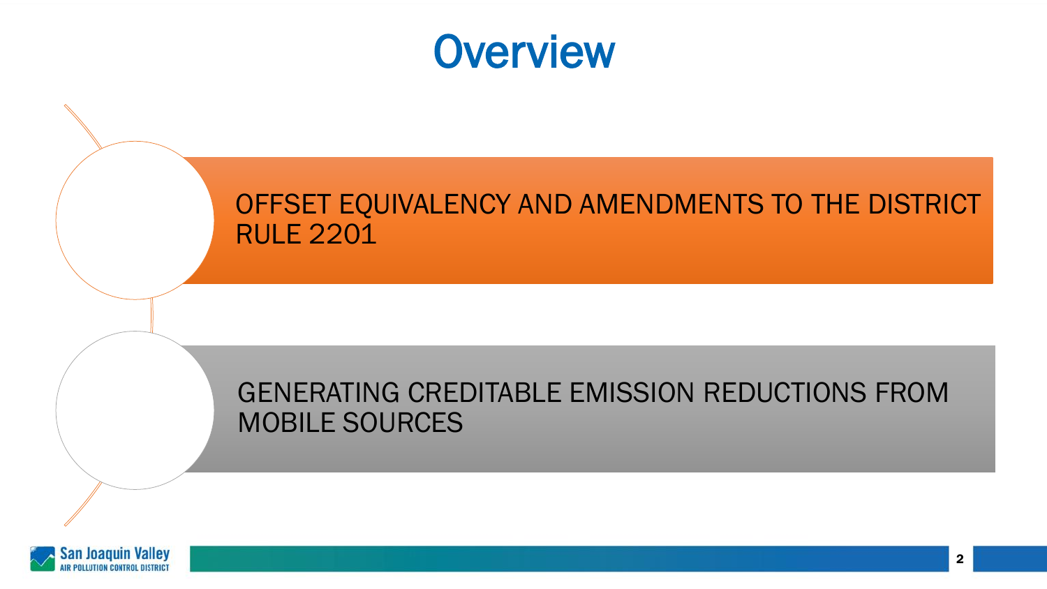# Overview

- OFFSET EQUIVALENCY AND AMENDMENTS TO THE DISTRICT RULE 2201
- GENERATING CREDITABLE EMISSION REDUCTIONS FROM MOBILE SOURCES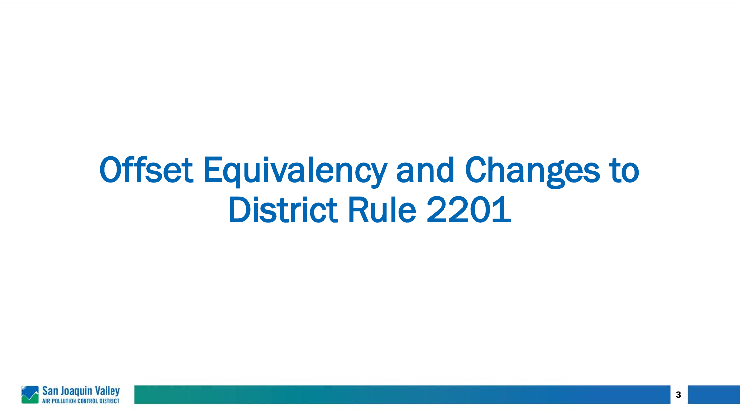# Offset Equivalency and Changes to District Rule 2201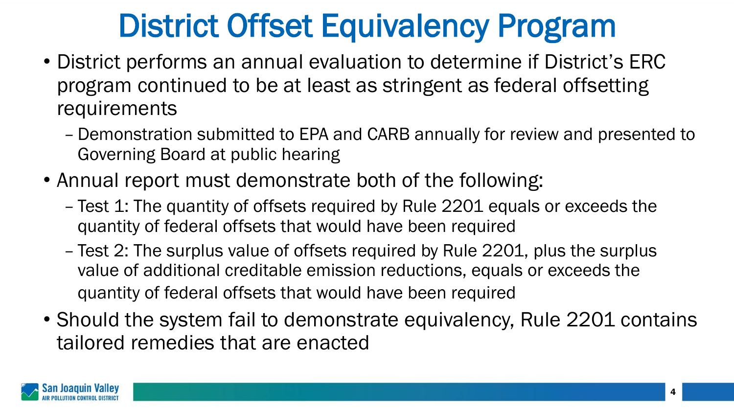# District Offset Equivalency Program

- District performs an annual evaluation to determine if District's ERC program continued to be at least as stringent as federal offsetting requirements
  - Demonstration submitted to EPA and CARB annually for review and presented to Governing Board at public hearing
- Annual report must demonstrate both of the following:
  - Test 1: The quantity of offsets required by Rule 2201 equals or exceeds the quantity of federal offsets that would have been required
  - Test 2: The surplus value of offsets required by Rule 2201, plus the surplus value of additional creditable emission reductions, equals or exceeds the quantity of federal offsets that would have been required
- Should the system fail to demonstrate equivalency, Rule 2201 contains tailored remedies that are enacted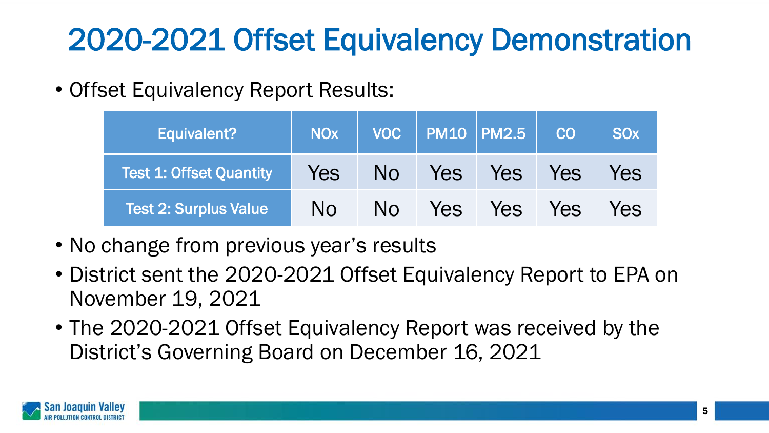# 2020-2021 Offset Equivalency Demonstration

- Offset Equivalency Report Results:

| Equivalent? | NOx | VOC | PM10 | PM2.5 | CO | SOx |
|---|---|---|---|---|---|---|
| Test 1: Offset Quantity | Yes | No | Yes | Yes | Yes | Yes |
| Test 2: Surplus Value | No | No | Yes | Yes | Yes | Yes |

- No change from previous year's results
- District sent the 2020-2021 Offset Equivalency Report to EPA on November 19, 2021
- The 2020-2021 Offset Equivalency Report was received by the District's Governing Board on December 16, 2021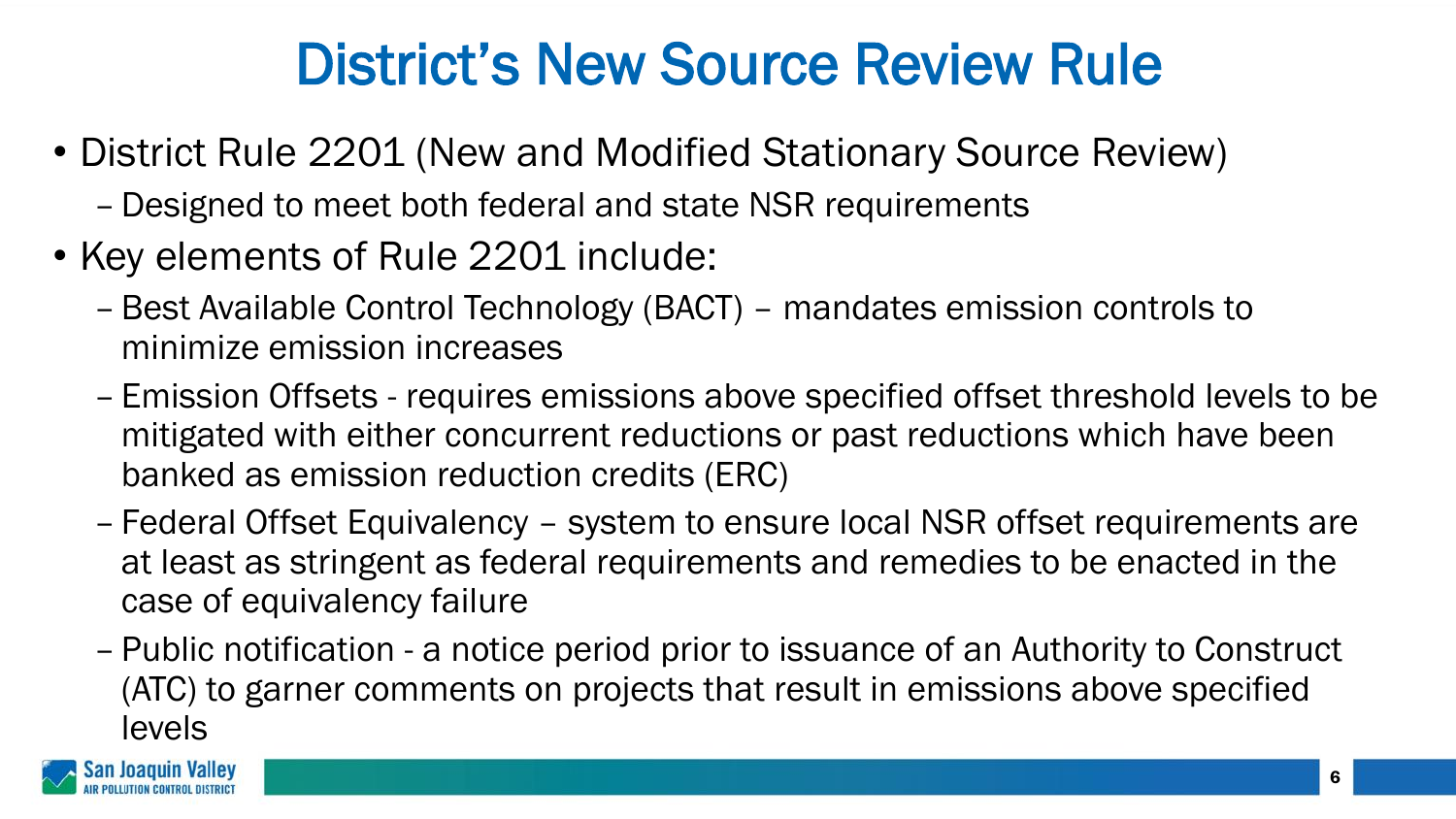# District's New Source Review Rule

- District Rule 2201 (New and Modified Stationary Source Review)
  - Designed to meet both federal and state NSR requirements
- Key elements of Rule 2201 include:
  - Best Available Control Technology (BACT) – mandates emission controls to minimize emission increases
  - Emission Offsets - requires emissions above specified offset threshold levels to be mitigated with either concurrent reductions or past reductions which have been banked as emission reduction credits (ERC)
  - Federal Offset Equivalency – system to ensure local NSR offset requirements are at least as stringent as federal requirements and remedies to be enacted in the case of equivalency failure
  - Public notification - a notice period prior to issuance of an Authority to Construct (ATC) to garner comments on projects that result in emissions above specified levels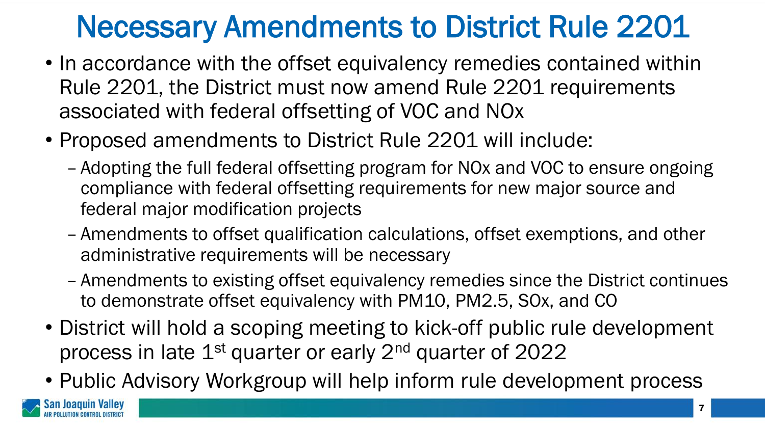# Necessary Amendments to District Rule 2201

- In accordance with the offset equivalency remedies contained within Rule 2201, the District must now amend Rule 2201 requirements associated with federal offsetting of VOC and NOx
- Proposed amendments to District Rule 2201 will include:
  - Adopting the full federal offsetting program for NOx and VOC to ensure ongoing compliance with federal offsetting requirements for new major source and federal major modification projects
  - Amendments to offset qualification calculations, offset exemptions, and other administrative requirements will be necessary
  - Amendments to existing offset equivalency remedies since the District continues to demonstrate offset equivalency with PM10, PM2.5, SOx, and CO
- District will hold a scoping meeting to kick-off public rule development process in late 1st quarter or early 2nd quarter of 2022
- Public Advisory Workgroup will help inform rule development process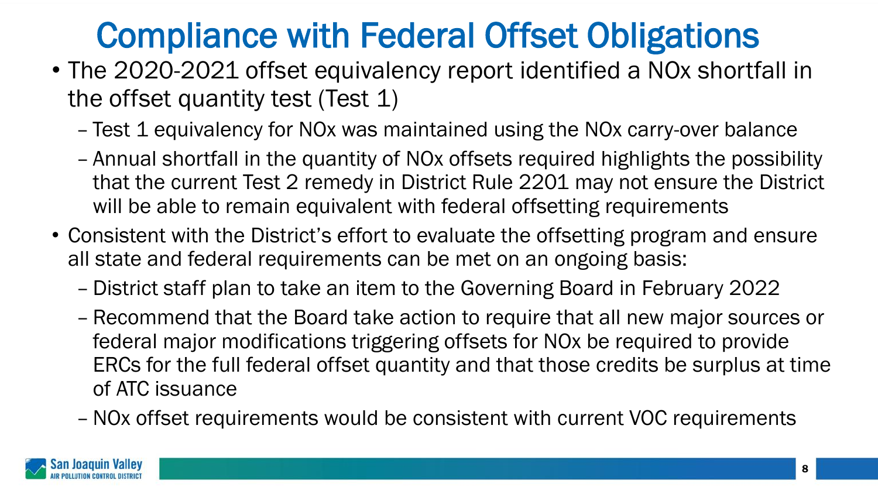# Compliance with Federal Offset Obligations

- The 2020-2021 offset equivalency report identified a NOx shortfall in the offset quantity test (Test 1)
  - Test 1 equivalency for NOx was maintained using the NOx carry-over balance
  - Annual shortfall in the quantity of NOx offsets required highlights the possibility that the current Test 2 remedy in District Rule 2201 may not ensure the District will be able to remain equivalent with federal offsetting requirements
- Consistent with the District's effort to evaluate the offsetting program and ensure all state and federal requirements can be met on an ongoing basis:
  - District staff plan to take an item to the Governing Board in February 2022
  - Recommend that the Board take action to require that all new major sources or federal major modifications triggering offsets for NOx be required to provide ERCs for the full federal offset quantity and that those credits be surplus at time of ATC issuance
  - NOx offset requirements would be consistent with current VOC requirements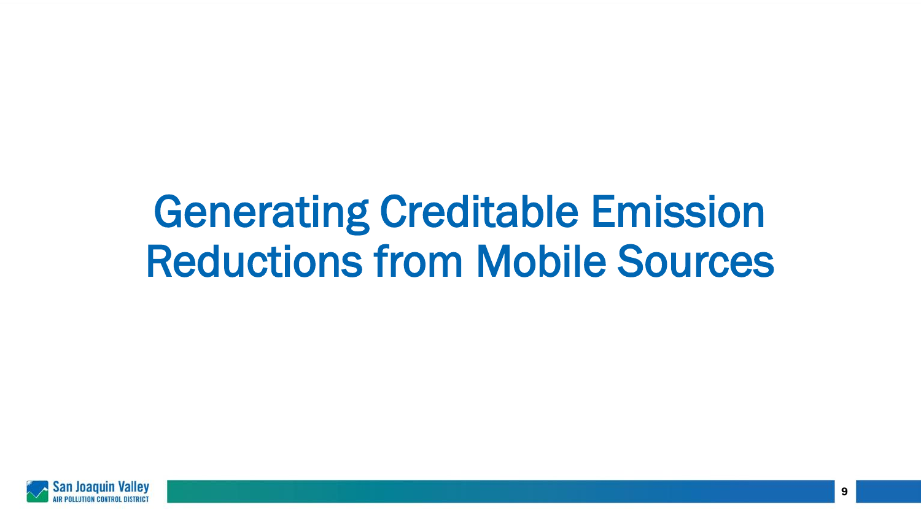# Generating Creditable Emission Reductions from Mobile Sources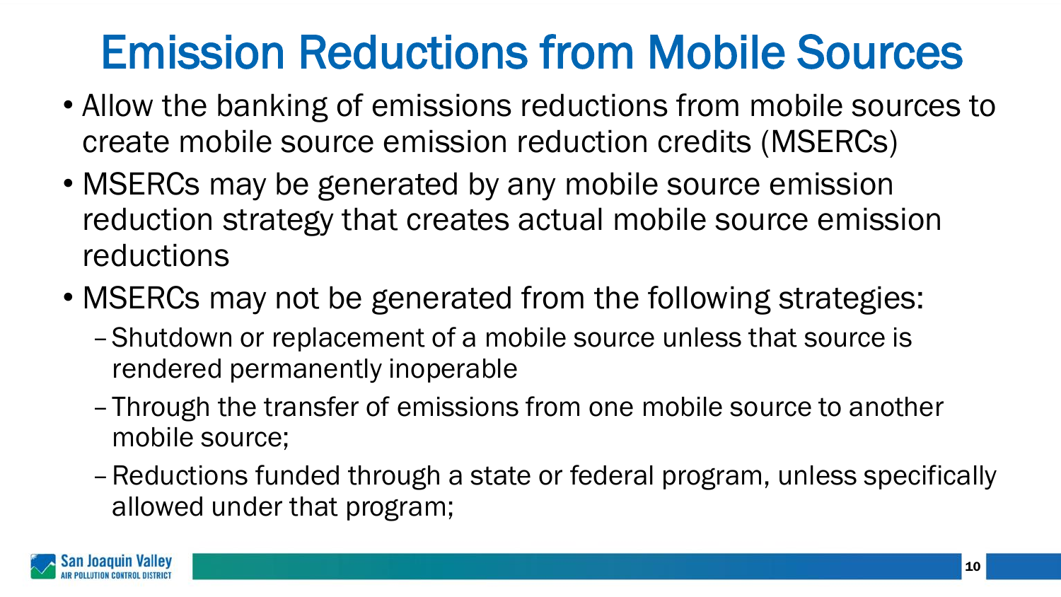# Emission Reductions from Mobile Sources

- Allow the banking of emissions reductions from mobile sources to create mobile source emission reduction credits (MSERCs)
- MSERCs may be generated by any mobile source emission reduction strategy that creates actual mobile source emission reductions
- MSERCs may not be generated from the following strategies:
  - Shutdown or replacement of a mobile source unless that source is rendered permanently inoperable
  - Through the transfer of emissions from one mobile source to another mobile source;
  - Reductions funded through a state or federal program, unless specifically allowed under that program;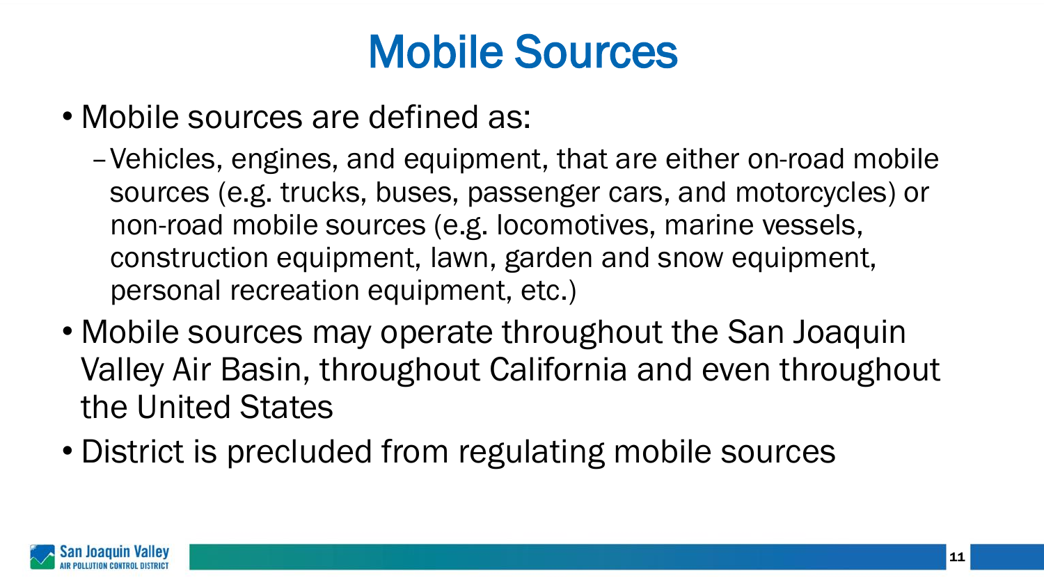# Mobile Sources

- Mobile sources are defined as:
  - Vehicles, engines, and equipment, that are either on-road mobile sources (e.g. trucks, buses, passenger cars, and motorcycles) or non-road mobile sources (e.g. locomotives, marine vessels, construction equipment, lawn, garden and snow equipment, personal recreation equipment, etc.)
- Mobile sources may operate throughout the San Joaquin Valley Air Basin, throughout California and even throughout the United States
- District is precluded from regulating mobile sources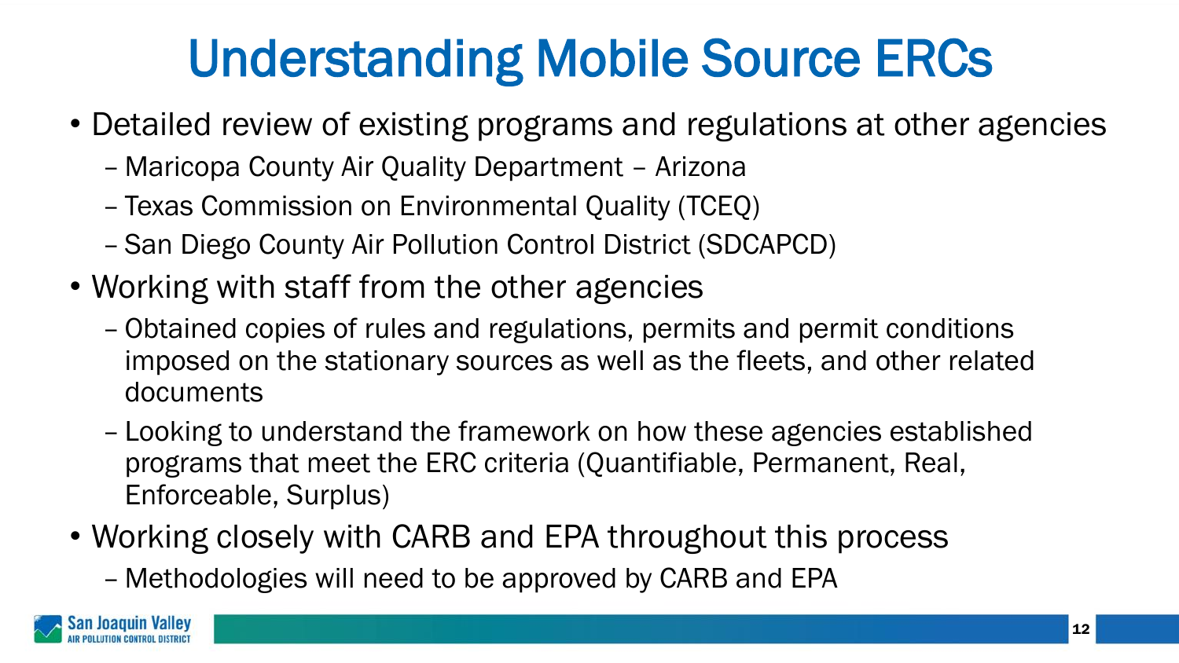# Understanding Mobile Source ERCs

- Detailed review of existing programs and regulations at other agencies
  - Maricopa County Air Quality Department – Arizona
  - Texas Commission on Environmental Quality (TCEQ)
  - San Diego County Air Pollution Control District (SDCAPCD)
- Working with staff from the other agencies
  - Obtained copies of rules and regulations, permits and permit conditions imposed on the stationary sources as well as the fleets, and other related documents
  - Looking to understand the framework on how these agencies established programs that meet the ERC criteria (Quantifiable, Permanent, Real, Enforceable, Surplus)
- Working closely with CARB and EPA throughout this process
  - Methodologies will need to be approved by CARB and EPA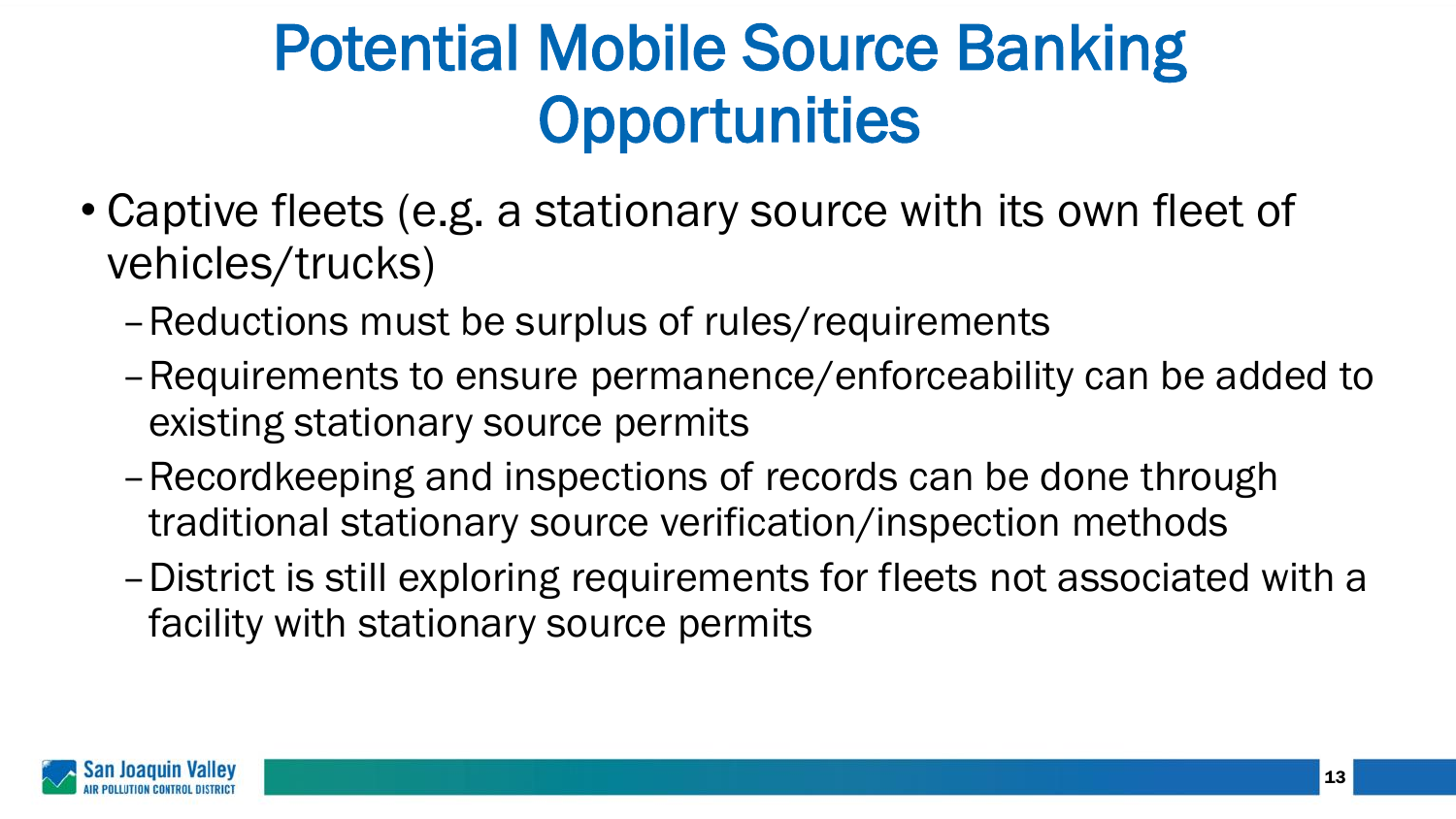# Potential Mobile Source Banking Opportunities

- Captive fleets (e.g. a stationary source with its own fleet of vehicles/trucks)
  - Reductions must be surplus of rules/requirements
  - Requirements to ensure permanence/enforceability can be added to existing stationary source permits
  - Recordkeeping and inspections of records can be done through traditional stationary source verification/inspection methods
  - District is still exploring requirements for fleets not associated with a facility with stationary source permits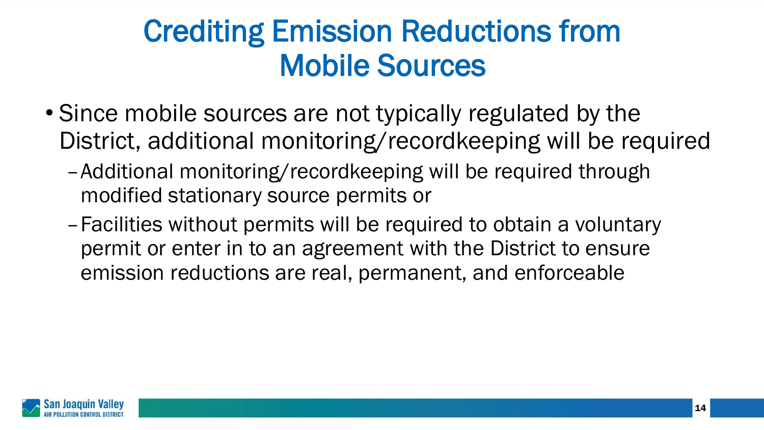# Crediting Emission Reductions from Mobile Sources

- Since mobile sources are not typically regulated by the District, additional monitoring/recordkeeping will be required
  - Additional monitoring/recordkeeping will be required through modified stationary source permits or
  - Facilities without permits will be required to obtain a voluntary permit or enter in to an agreement with the District to ensure emission reductions are real, permanent, and enforceable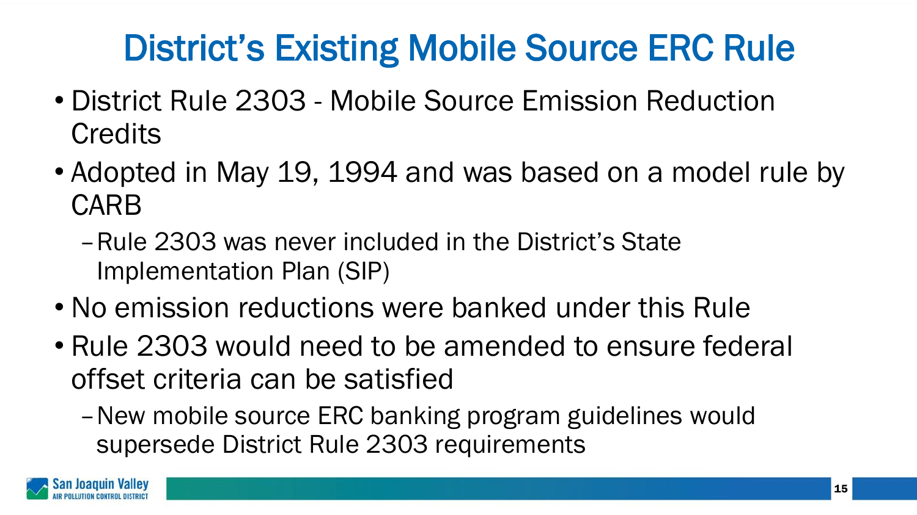# District's Existing Mobile Source ERC Rule

- District Rule 2303 - Mobile Source Emission Reduction Credits
- Adopted in May 19, 1994 and was based on a model rule by CARB
  - Rule 2303 was never included in the District's State Implementation Plan (SIP)
- No emission reductions were banked under this Rule
- Rule 2303 would need to be amended to ensure federal offset criteria can be satisfied
  - New mobile source ERC banking program guidelines would supersede District Rule 2303 requirements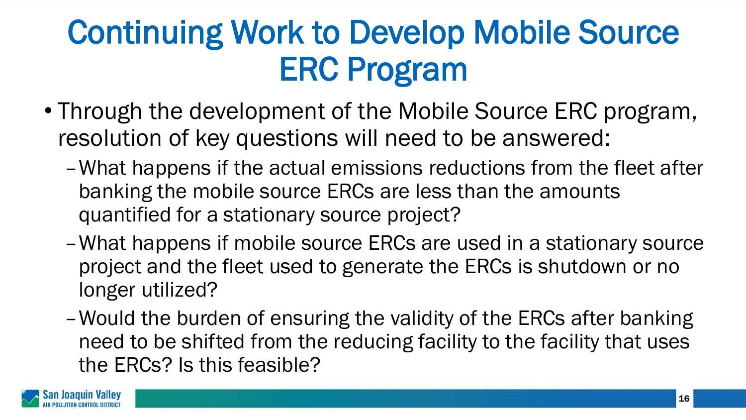# Continuing Work to Develop Mobile Source ERC Program

- Through the development of the Mobile Source ERC program, resolution of key questions will need to be answered:
  - What happens if the actual emissions reductions from the fleet after banking the mobile source ERCs are less than the amounts quantified for a stationary source project?
  - What happens if mobile source ERCs are used in a stationary source project and the fleet used to generate the ERCs is shutdown or no longer utilized?
  - Would the burden of ensuring the validity of the ERCs after banking need to be shifted from the reducing facility to the facility that uses the ERCs? Is this feasible?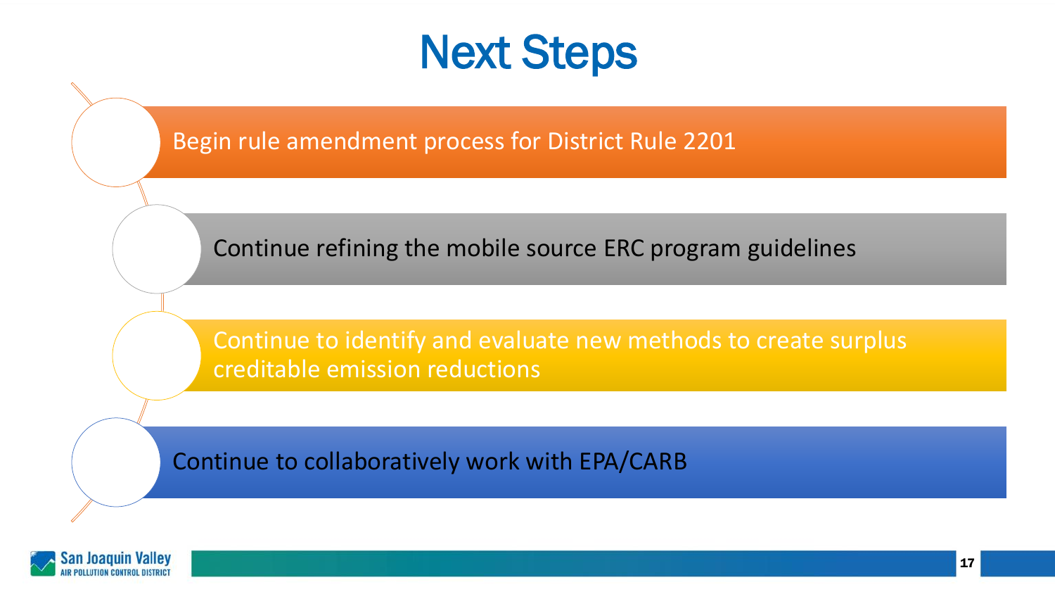# Next Steps

- Begin rule amendment process for District Rule 2201
- Continue refining the mobile source ERC program guidelines
- Continue to identify and evaluate new methods to create surplus creditable emission reductions
- Continue to collaboratively work with EPA/CARB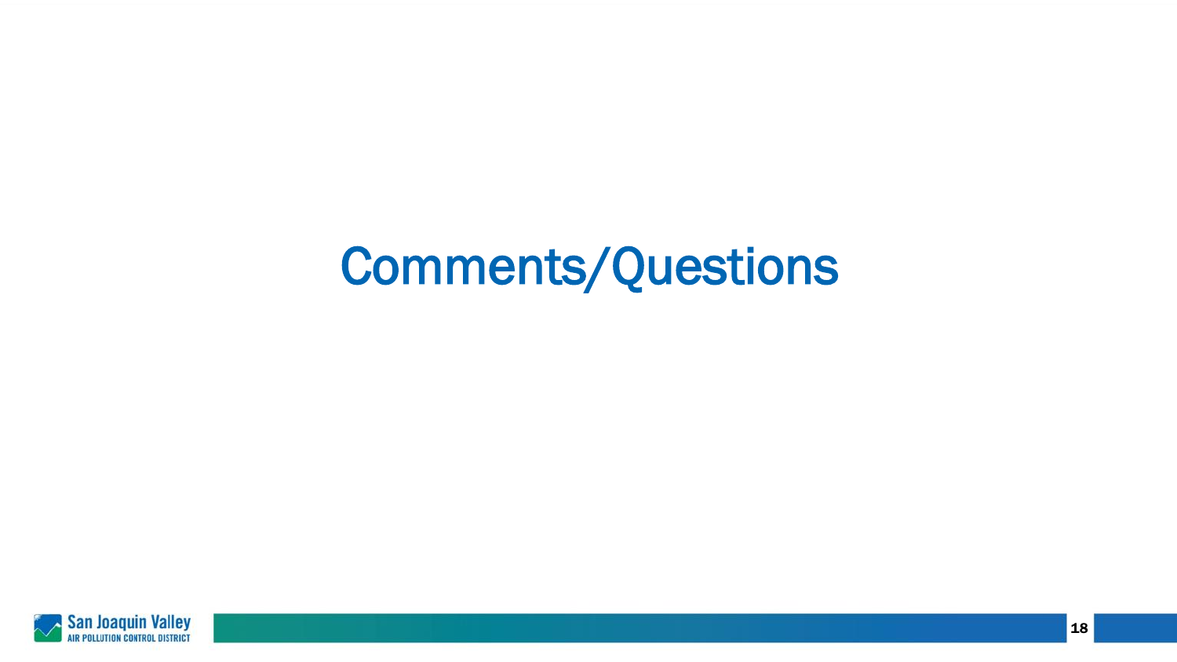# Comments/Questions